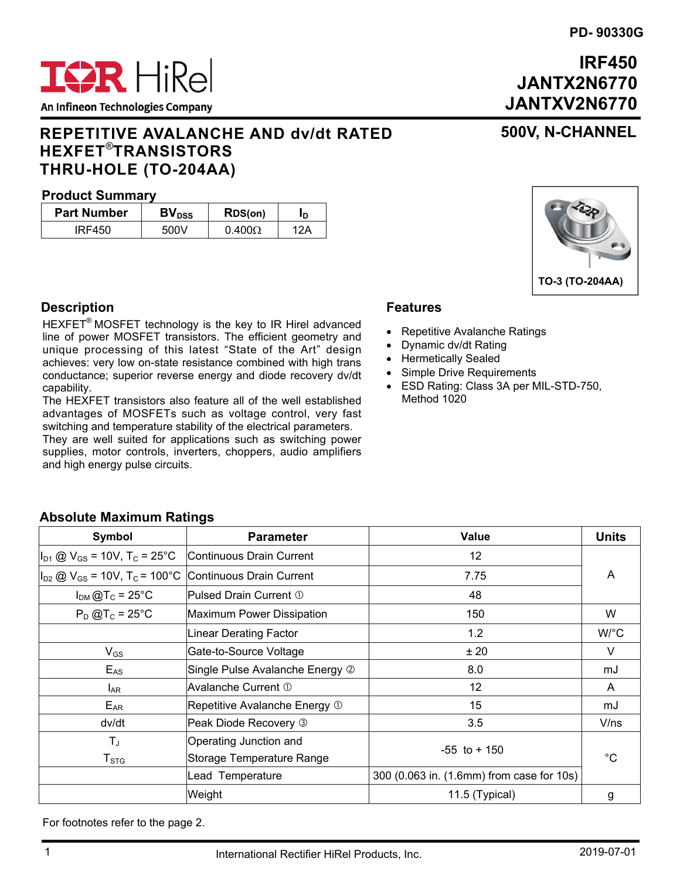PD- 90330G

IR HiRel
An Infineon Technologies Company

# IRF450
# JANTX2N6770
# JANTXV2N6770

## 500V, N-CHANNEL

## REPETITIVE AVALANCHE AND dv/dt RATED HEXFET®TRANSISTORS THRU-HOLE (TO-204AA)

### Product Summary

| Part Number | $BV_{DSS}$ | $R_{DS(on)}$ | $I_D$ |
|---|---|---|---|
| IRF450 | 500V | 0.400Ω | 12A |

TO-3 (TO-204AA)

### Description

HEXFET® MOSFET technology is the key to IR Hirel advanced line of power MOSFET transistors. The efficient geometry and unique processing of this latest "State of the Art" design achieves: very low on-state resistance combined with high trans conductance; superior reverse energy and diode recovery dv/dt capability.

The HEXFET transistors also feature all of the well established advantages of MOSFETs such as voltage control, very fast switching and temperature stability of the electrical parameters.

They are well suited for applications such as switching power supplies, motor controls, inverters, choppers, audio amplifiers and high energy pulse circuits.

### Features

- Repetitive Avalanche Ratings
- Dynamic dv/dt Rating
- Hermetically Sealed
- Simple Drive Requirements
- ESD Rating: Class 3A per MIL-STD-750, Method 1020

### Absolute Maximum Ratings

| Symbol | Parameter | Value | Units |
|---|---|---|---|
| $I_{D1}$ @ $V_{GS}$ = 10V, $T_C$ = 25°C | Continuous Drain Current | 12 | A |
| $I_{D2}$ @ $V_{GS}$ = 10V, $T_C$ = 100°C | Continuous Drain Current | 7.75 | A |
| $I_{DM}$ @$T_C$ = 25°C | Pulsed Drain Current ① | 48 | A |
| $P_D$ @$T_C$ = 25°C | Maximum Power Dissipation | 150 | W |
| | Linear Derating Factor | 1.2 | W/°C |
| $V_{GS}$ | Gate-to-Source Voltage | ± 20 | V |
| $E_{AS}$ | Single Pulse Avalanche Energy ② | 8.0 | mJ |
| $I_{AR}$ | Avalanche Current ① | 12 | A |
| $E_{AR}$ | Repetitive Avalanche Energy ① | 15 | mJ |
| dv/dt | Peak Diode Recovery ③ | 3.5 | V/ns |
| $T_J$<br>$T_{STG}$ | Operating Junction and<br>Storage Temperature Range | -55 to + 150 | °C |
| | Lead Temperature | 300 (0.063 in. (1.6mm) from case for 10s) | °C |
| | Weight | 11.5 (Typical) | g |

For footnotes refer to the page 2.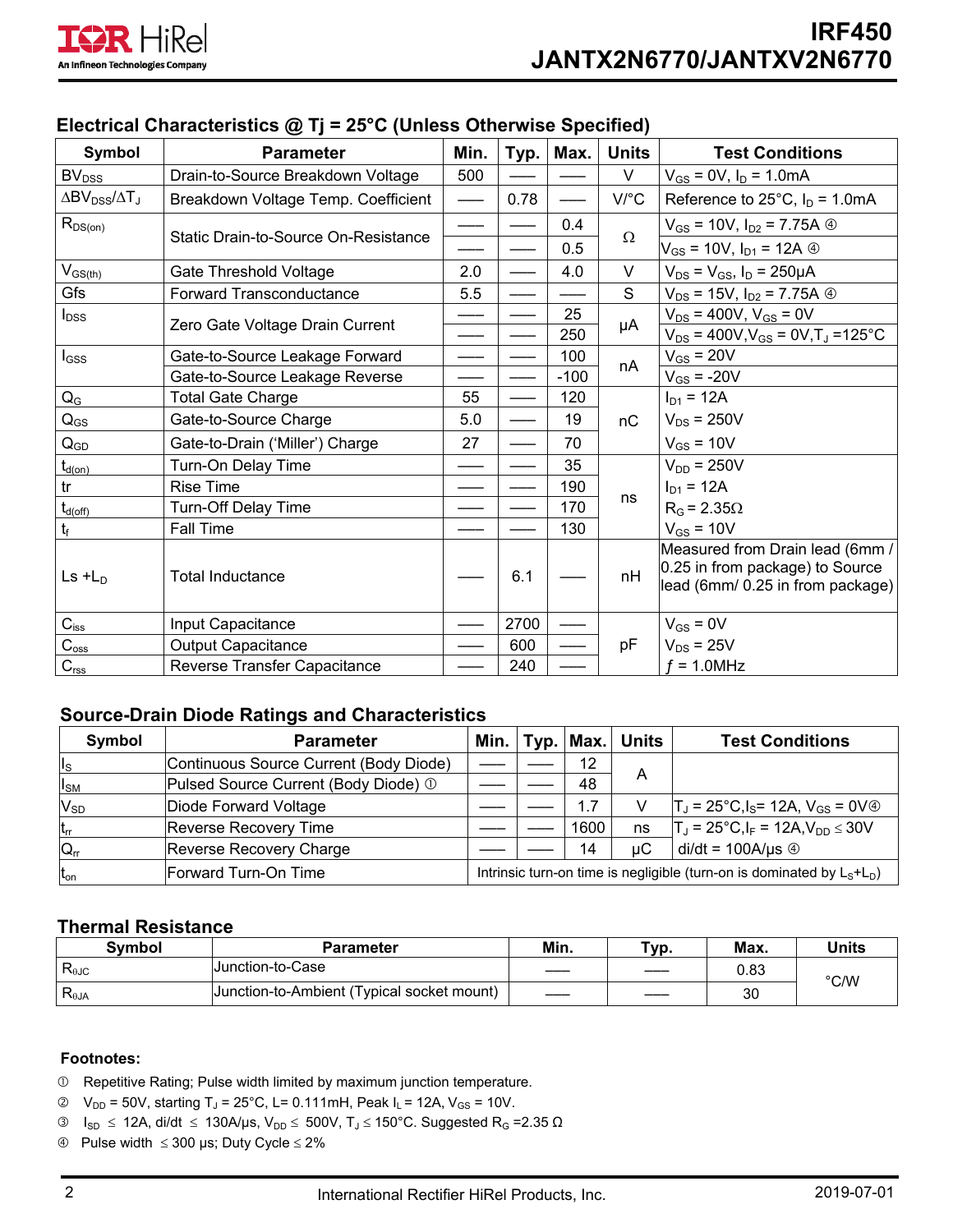## Electrical Characteristics @ Tj = 25°C (Unless Otherwise Specified)

| Symbol | Parameter | Min. | Typ. | Max. | Units | Test Conditions |
|---|---|---|---|---|---|---|
| $BV_{DSS}$ | Drain-to-Source Breakdown Voltage | 500 | —— | —— | V | $V_{GS}$ = 0V, $I_D$ = 1.0mA |
| $\Delta BV_{DSS}/\Delta T_J$ | Breakdown Voltage Temp. Coefficient | —— | 0.78 | —— | V/°C | Reference to 25°C, $I_D$ = 1.0mA |
| $R_{DS(on)}$ | Static Drain-to-Source On-Resistance | —— | —— | 0.4 | Ω | $V_{GS}$ = 10V, $I_{D2}$ = 7.75A ④ |
| | | —— | —— | 0.5 | | $V_{GS}$ = 10V, $I_{D1}$ = 12A ④ |
| $V_{GS(th)}$ | Gate Threshold Voltage | 2.0 | —— | 4.0 | V | $V_{DS}$ = $V_{GS}$, $I_D$ = 250µA |
| Gfs | Forward Transconductance | 5.5 | —— | —— | S | $V_{DS}$ = 15V, $I_{D2}$ = 7.75A ④ |
| $I_{DSS}$ | Zero Gate Voltage Drain Current | —— | —— | 25 | µA | $V_{DS}$ = 400V, $V_{GS}$ = 0V |
| | | —— | —— | 250 | | $V_{DS}$ = 400V, $V_{GS}$ = 0V, $T_J$ = 125°C |
| $I_{GSS}$ | Gate-to-Source Leakage Forward | —— | —— | 100 | nA | $V_{GS}$ = 20V |
| | Gate-to-Source Leakage Reverse | —— | —— | -100 | | $V_{GS}$ = -20V |
| $Q_G$ | Total Gate Charge | 55 | —— | 120 | nC | $I_{D1}$ = 12A |
| $Q_{GS}$ | Gate-to-Source Charge | 5.0 | —— | 19 | | $V_{DS}$ = 250V |
| $Q_{GD}$ | Gate-to-Drain ('Miller') Charge | 27 | —— | 70 | | $V_{GS}$ = 10V |
| $t_{d(on)}$ | Turn-On Delay Time | —— | —— | 35 | ns | $V_{DD}$ = 250V |
| tr | Rise Time | —— | —— | 190 | | $I_{D1}$ = 12A |
| $t_{d(off)}$ | Turn-Off Delay Time | —— | —— | 170 | | $R_G$ = 2.35Ω |
| $t_f$ | Fall Time | —— | —— | 130 | | $V_{GS}$ = 10V |
| $L_S + L_D$ | Total Inductance | —— | 6.1 | —— | nH | Measured from Drain lead (6mm / 0.25 in from package) to Source lead (6mm/ 0.25 in from package) |
| $C_{iss}$ | Input Capacitance | —— | 2700 | —— | pF | $V_{GS}$ = 0V |
| $C_{oss}$ | Output Capacitance | —— | 600 | —— | | $V_{DS}$ = 25V |
| $C_{rss}$ | Reverse Transfer Capacitance | —— | 240 | —— | | $f$ = 1.0MHz |

## Source-Drain Diode Ratings and Characteristics

| Symbol | Parameter | Min. | Typ. | Max. | Units | Test Conditions |
|---|---|---|---|---|---|---|
| $I_S$ | Continuous Source Current (Body Diode) | —— | —— | 12 | A | |
| $I_{SM}$ | Pulsed Source Current (Body Diode) ① | —— | —— | 48 | | |
| $V_{SD}$ | Diode Forward Voltage | —— | —— | 1.7 | V | $T_J$ = 25°C, $I_S$ = 12A, $V_{GS}$ = 0V④ |
| $t_{rr}$ | Reverse Recovery Time | —— | —— | 1600 | ns | $T_J$ = 25°C, $I_F$ = 12A, $V_{DD} \leq$ 30V |
| $Q_{rr}$ | Reverse Recovery Charge | —— | —— | 14 | µC | di/dt = 100A/µs ④ |
| $t_{on}$ | Forward Turn-On Time | Intrinsic turn-on time is negligible (turn-on is dominated by $L_S$+$L_D$) | | | | |

## Thermal Resistance

| Symbol | Parameter | Min. | Typ. | Max. | Units |
|---|---|---|---|---|---|
| $R_{\theta JC}$ | Junction-to-Case | —— | —— | 0.83 | °C/W |
| $R_{\theta JA}$ | Junction-to-Ambient (Typical socket mount) | —— | —— | 30 | |

## Footnotes:

① Repetitive Rating; Pulse width limited by maximum junction temperature.

② $V_{DD}$ = 50V, starting $T_J$ = 25°C, L= 0.111mH, Peak $I_L$ = 12A, $V_{GS}$ = 10V.

③ $I_{SD} \leq$ 12A, di/dt $\leq$ 130A/µs, $V_{DD} \leq$ 500V, $T_J \leq$ 150°C. Suggested $R_G$ =2.35 Ω

④ Pulse width $\leq$ 300 µs; Duty Cycle $\leq$ 2%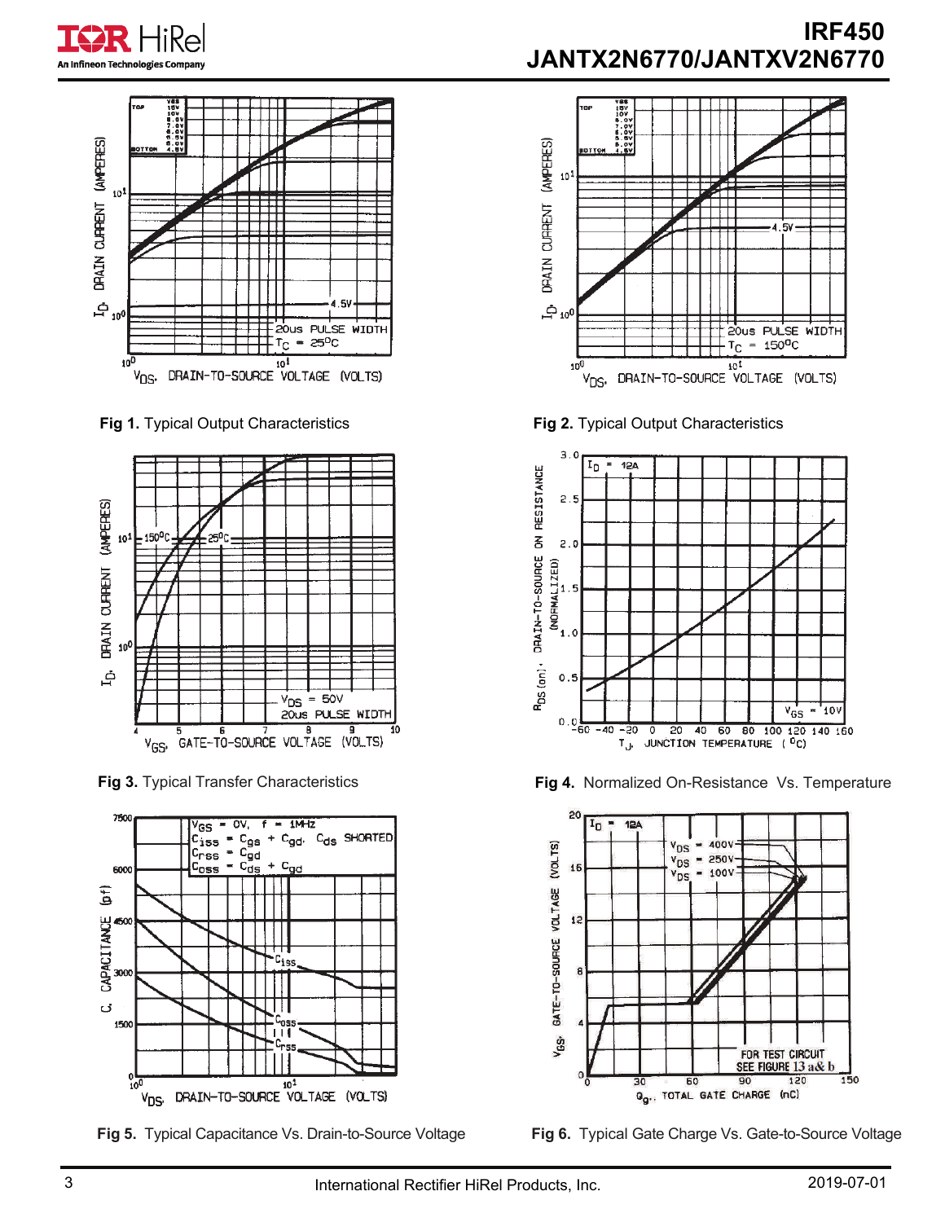Fig 1. Typical Output Characteristics

Fig 2. Typical Output Characteristics

Fig 3. Typical Transfer Characteristics

Fig 4. Normalized On-Resistance Vs. Temperature

Fig 5. Typical Capacitance Vs. Drain-to-Source Voltage

Fig 6. Typical Gate Charge Vs. Gate-to-Source Voltage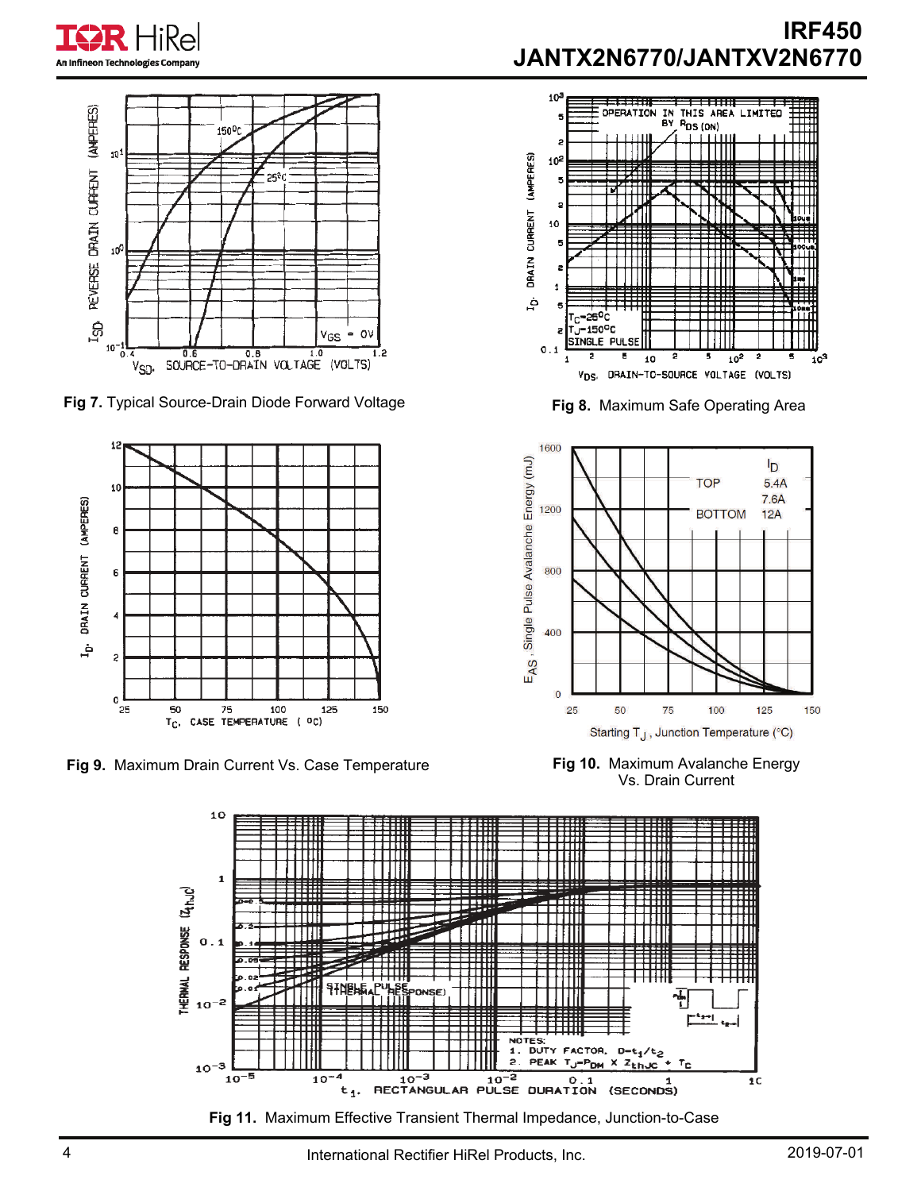Fig 7. Typical Source-Drain Diode Forward Voltage

Fig 8. Maximum Safe Operating Area

Fig 9. Maximum Drain Current Vs. Case Temperature

Fig 10. Maximum Avalanche Energy Vs. Drain Current

Fig 11. Maximum Effective Transient Thermal Impedance, Junction-to-Case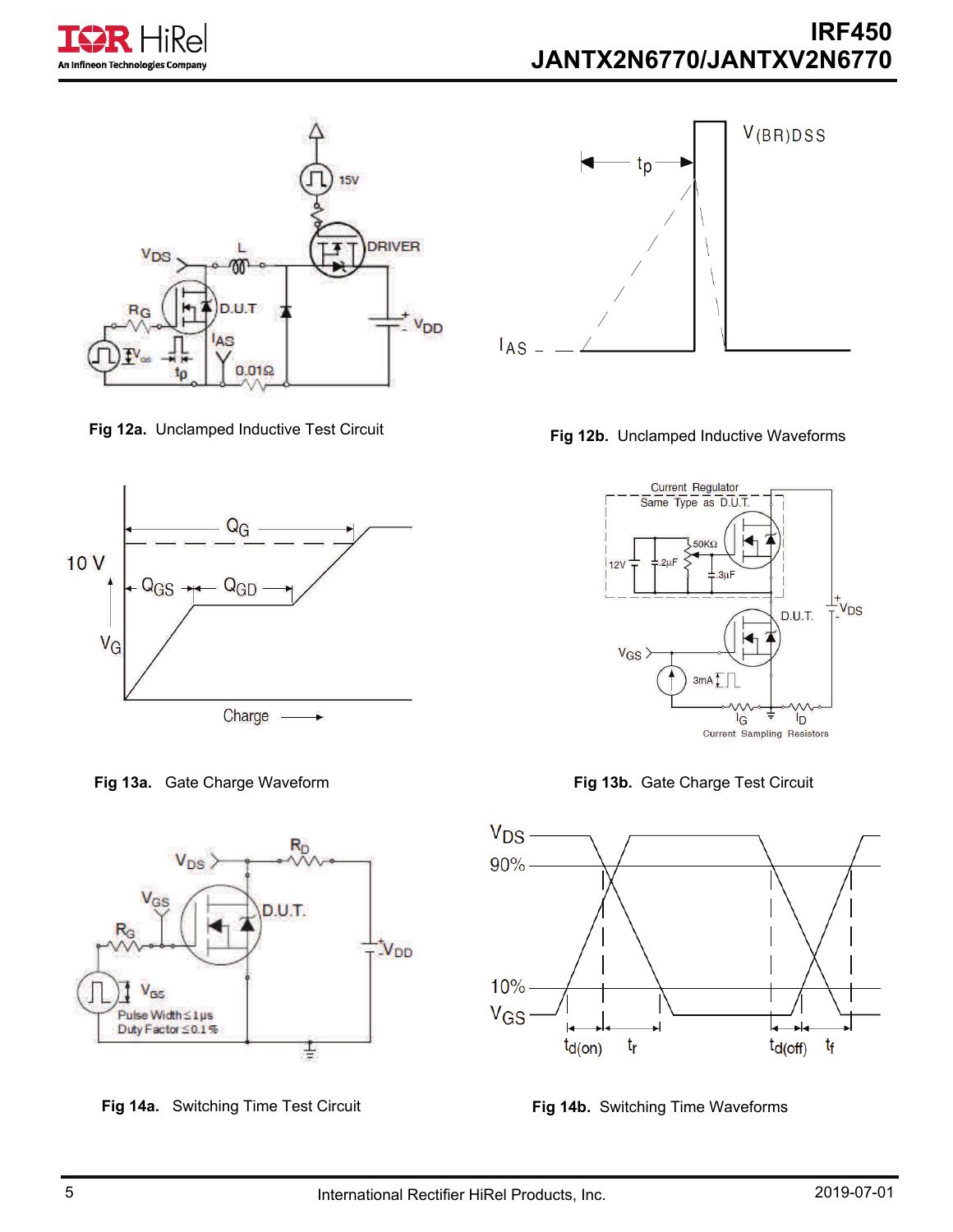**Fig 12a.** Unclamped Inductive Test Circuit

**Fig 12b.** Unclamped Inductive Waveforms

**Fig 13a.** Gate Charge Waveform

**Fig 13b.** Gate Charge Test Circuit

**Fig 14a.** Switching Time Test Circuit

**Fig 14b.** Switching Time Waveforms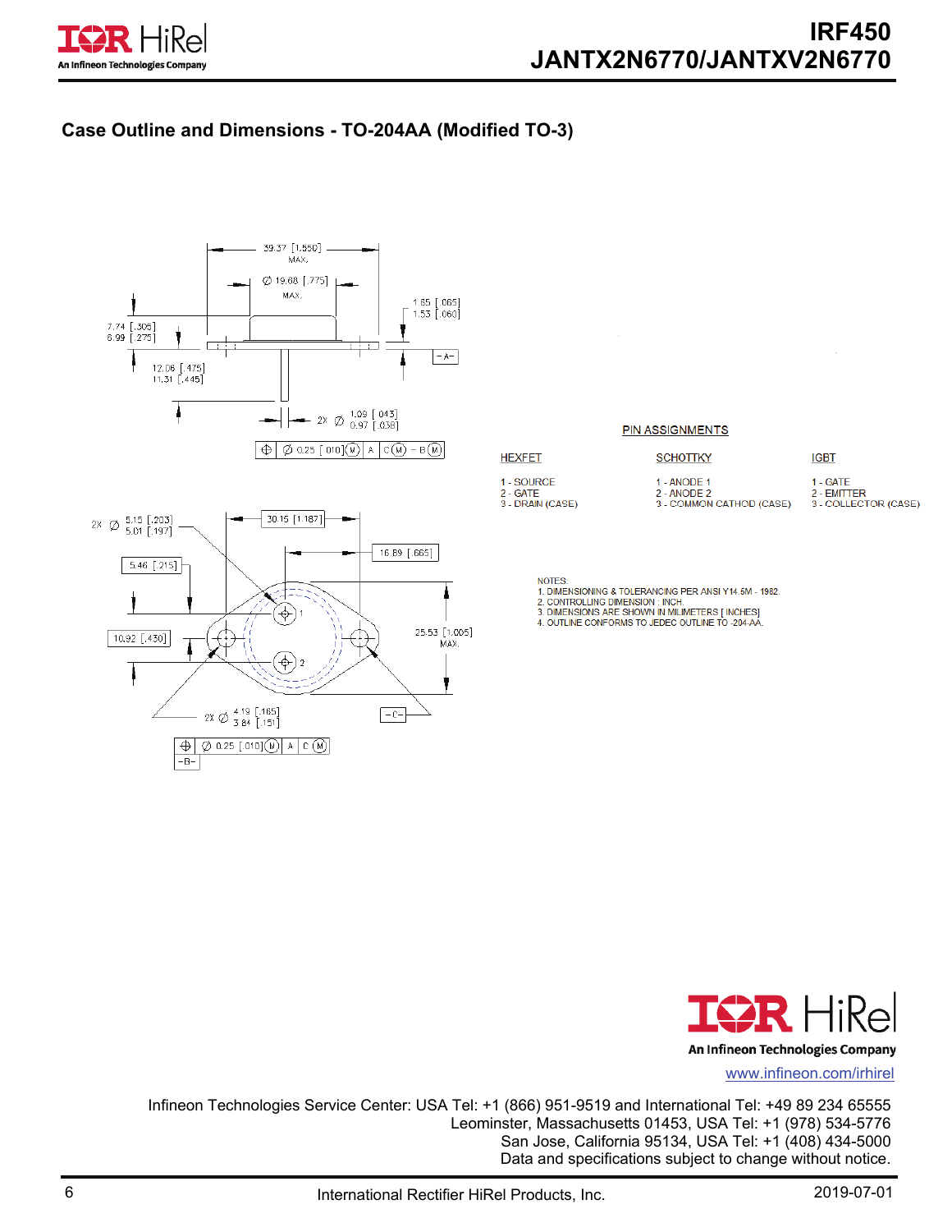## Case Outline and Dimensions - TO-204AA (Modified TO-3)

PIN ASSIGNMENTS

| HEXFET | SCHOTTKY | IGBT |
|---|---|---|
| 1 - SOURCE | 1 - ANODE 1 | 1 - GATE |
| 2 - GATE | 2 - ANODE 2 | 2 - EMITTER |
| 3 - DRAIN (CASE) | 3 - COMMON CATHOD (CASE) | 3 - COLLECTOR (CASE) |

NOTES:

1. DIMENSIONING & TOLERANCING PER ANSI Y14.5M - 1982.
2. CONTROLLING DIMENSION : INCH.
3. DIMENSIONS ARE SHOWN IN MILIMETERS [ INCHES]
4. OUTLINE CONFORMS TO JEDEC OUTLINE TO -204-AA.

www.infineon.com/irhirel

Infineon Technologies Service Center: USA Tel: +1 (866) 951-9519 and International Tel: +49 89 234 65555
Leominster, Massachusetts 01453, USA Tel: +1 (978) 534-5776
San Jose, California 95134, USA Tel: +1 (408) 434-5000
Data and specifications subject to change without notice.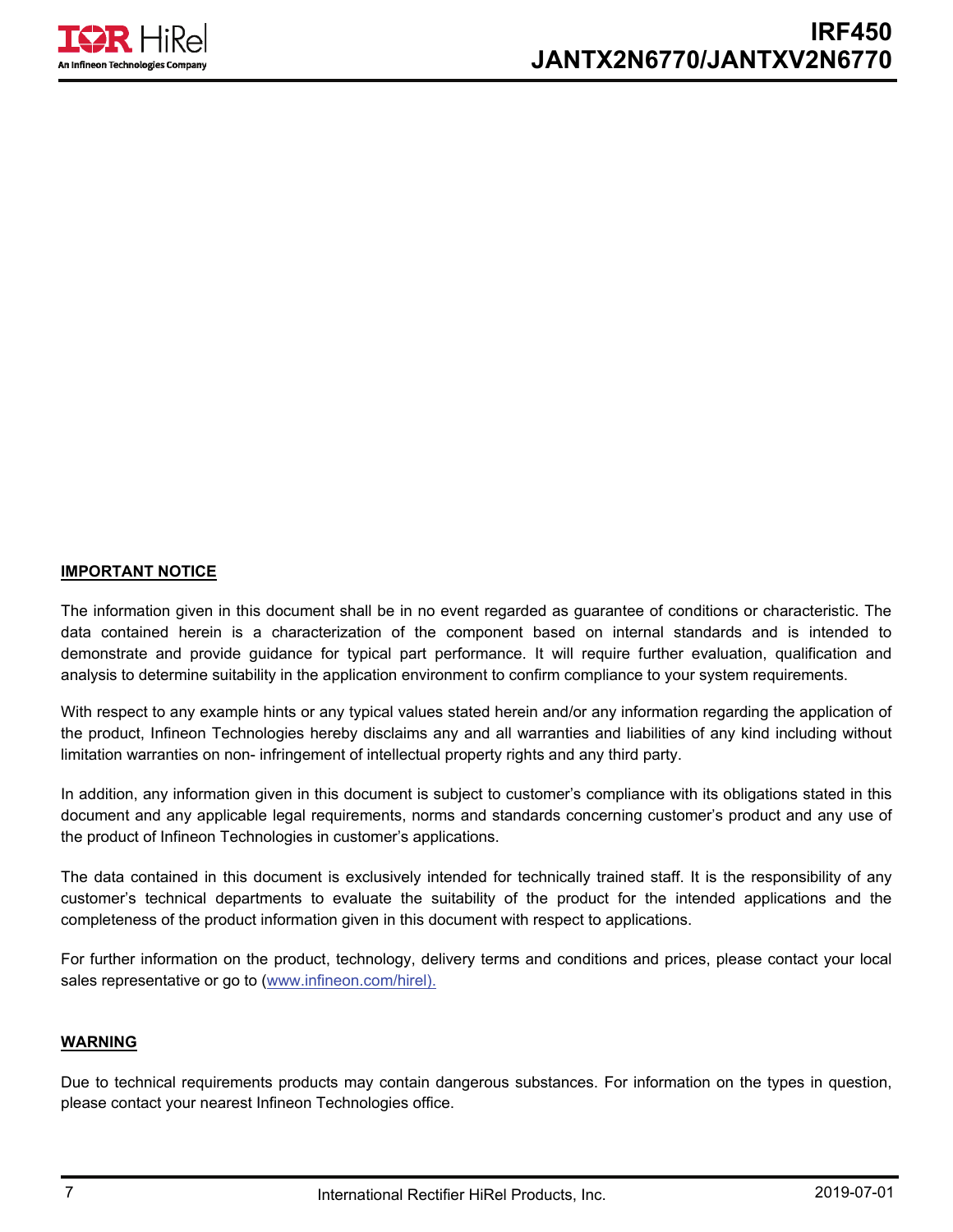## IMPORTANT NOTICE

The information given in this document shall be in no event regarded as guarantee of conditions or characteristic. The data contained herein is a characterization of the component based on internal standards and is intended to demonstrate and provide guidance for typical part performance. It will require further evaluation, qualification and analysis to determine suitability in the application environment to confirm compliance to your system requirements.

With respect to any example hints or any typical values stated herein and/or any information regarding the application of the product, Infineon Technologies hereby disclaims any and all warranties and liabilities of any kind including without limitation warranties on non- infringement of intellectual property rights and any third party.

In addition, any information given in this document is subject to customer's compliance with its obligations stated in this document and any applicable legal requirements, norms and standards concerning customer's product and any use of the product of Infineon Technologies in customer's applications.

The data contained in this document is exclusively intended for technically trained staff. It is the responsibility of any customer's technical departments to evaluate the suitability of the product for the intended applications and the completeness of the product information given in this document with respect to applications.

For further information on the product, technology, delivery terms and conditions and prices, please contact your local sales representative or go to (www.infineon.com/hirel).

## WARNING

Due to technical requirements products may contain dangerous substances. For information on the types in question, please contact your nearest Infineon Technologies office.